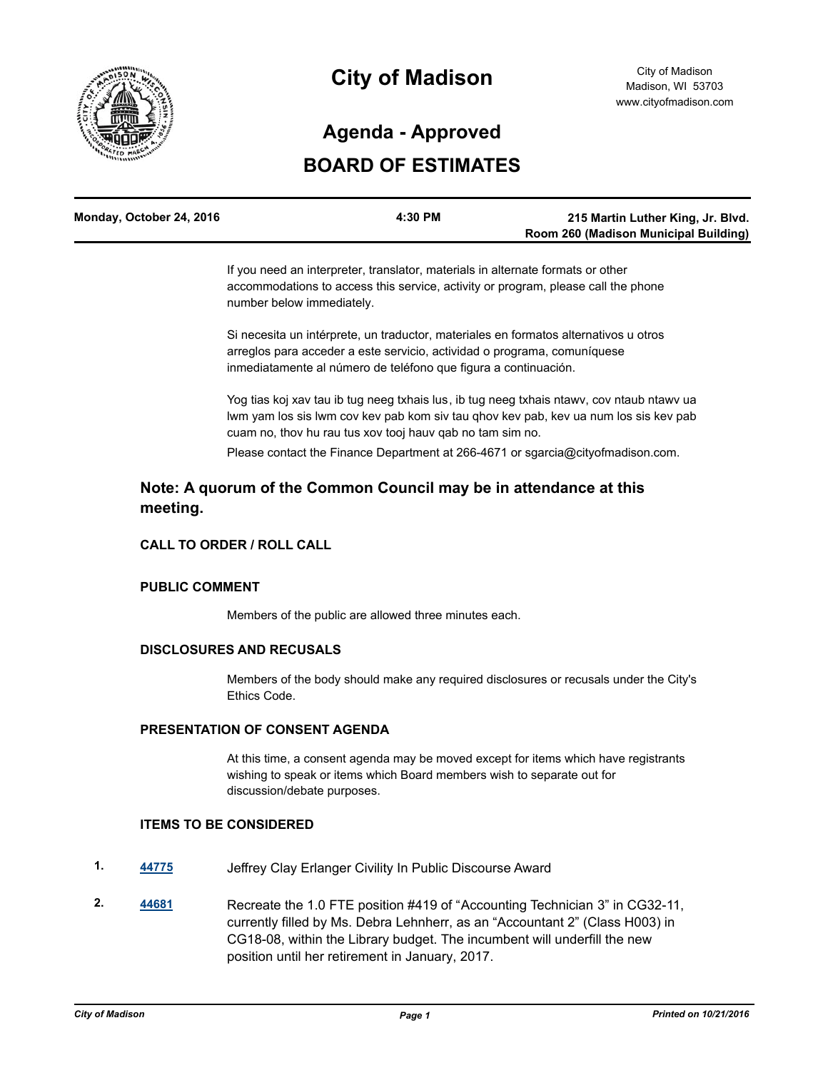# City of Madison

City of Madison
Madison, WI 53703
www.cityofmadison.com

## Agenda - Approved

## BOARD OF ESTIMATES

**Monday, October 24, 2016** | **4:30 PM** | **215 Martin Luther King, Jr. Blvd. Room 260 (Madison Municipal Building)**

If you need an interpreter, translator, materials in alternate formats or other accommodations to access this service, activity or program, please call the phone number below immediately.

Si necesita un intérprete, un traductor, materiales en formatos alternativos u otros arreglos para acceder a este servicio, actividad o programa, comuníquese inmediatamente al número de teléfono que figura a continuación.

Yog tias koj xav tau ib tug neeg txhais lus, ib tug neeg txhais ntawv, cov ntaub ntawv ua lwm yam los sis lwm cov kev pab kom siv tau qhov kev pab, kev ua num los sis kev pab cuam no, thov hu rau tus xov tooj hauv qab no tam sim no.

Please contact the Finance Department at 266-4671 or sgarcia@cityofmadison.com.

### Note: A quorum of the Common Council may be in attendance at this meeting.

**CALL TO ORDER / ROLL CALL**

**PUBLIC COMMENT**

Members of the public are allowed three minutes each.

**DISCLOSURES AND RECUSALS**

Members of the body should make any required disclosures or recusals under the City's Ethics Code.

**PRESENTATION OF CONSENT AGENDA**

At this time, a consent agenda may be moved except for items which have registrants wishing to speak or items which Board members wish to separate out for discussion/debate purposes.

**ITEMS TO BE CONSIDERED**

1. **44775** Jeffrey Clay Erlanger Civility In Public Discourse Award

2. **44681** Recreate the 1.0 FTE position #419 of “Accounting Technician 3” in CG32-11, currently filled by Ms. Debra Lehnherr, as an “Accountant 2” (Class H003) in CG18-08, within the Library budget. The incumbent will underfill the new position until her retirement in January, 2017.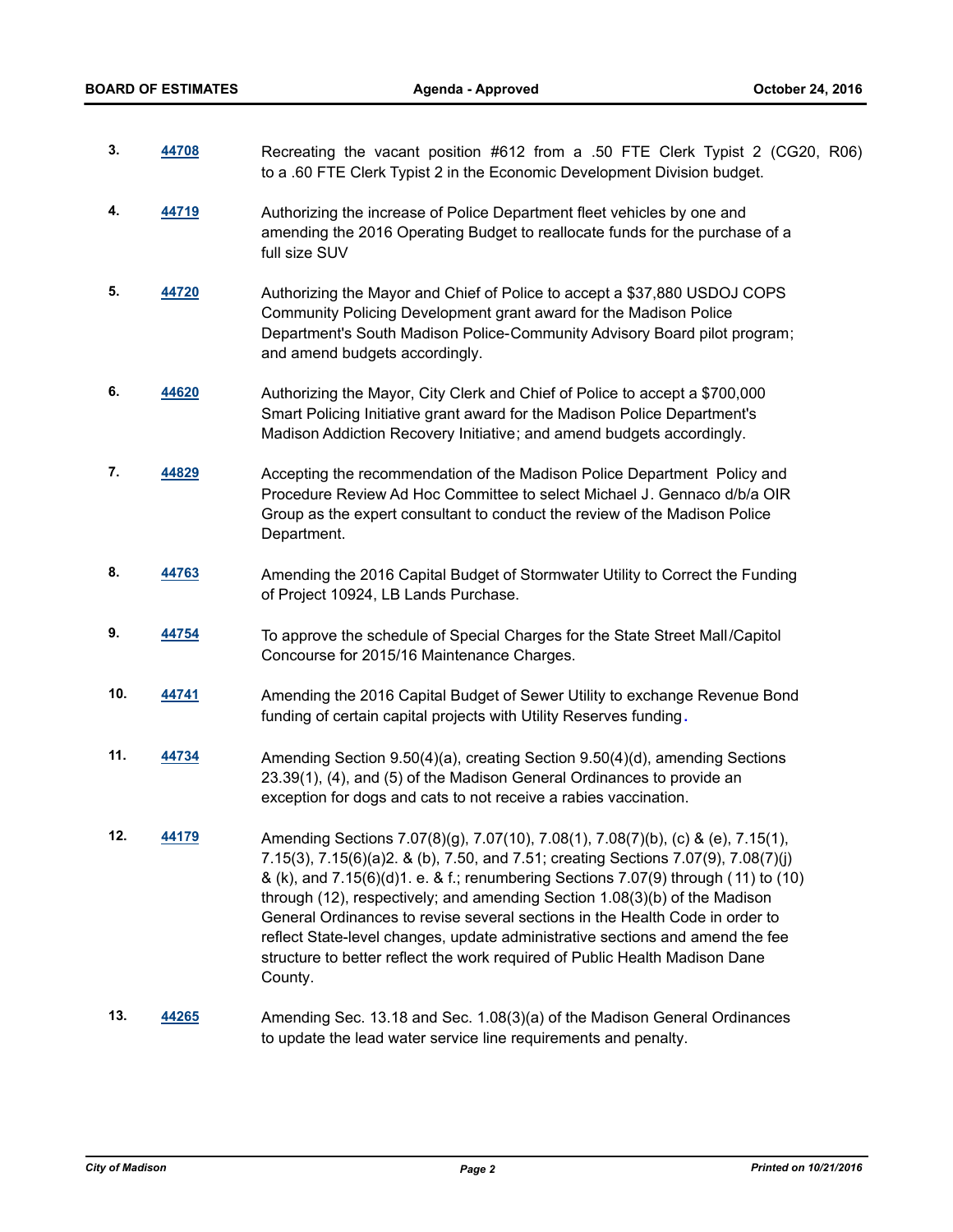3. **44708** Recreating the vacant position #612 from a .50 FTE Clerk Typist 2 (CG20, R06) to a .60 FTE Clerk Typist 2 in the Economic Development Division budget.

4. **44719** Authorizing the increase of Police Department fleet vehicles by one and amending the 2016 Operating Budget to reallocate funds for the purchase of a full size SUV

5. **44720** Authorizing the Mayor and Chief of Police to accept a $37,880 USDOJ COPS Community Policing Development grant award for the Madison Police Department's South Madison Police-Community Advisory Board pilot program; and amend budgets accordingly.

6. **44620** Authorizing the Mayor, City Clerk and Chief of Police to accept a $700,000 Smart Policing Initiative grant award for the Madison Police Department's Madison Addiction Recovery Initiative; and amend budgets accordingly.

7. **44829** Accepting the recommendation of the Madison Police Department Policy and Procedure Review Ad Hoc Committee to select Michael J. Gennaco d/b/a OIR Group as the expert consultant to conduct the review of the Madison Police Department.

8. **44763** Amending the 2016 Capital Budget of Stormwater Utility to Correct the Funding of Project 10924, LB Lands Purchase.

9. **44754** To approve the schedule of Special Charges for the State Street Mall/Capitol Concourse for 2015/16 Maintenance Charges.

10. **44741** Amending the 2016 Capital Budget of Sewer Utility to exchange Revenue Bond funding of certain capital projects with Utility Reserves funding.

11. **44734** Amending Section 9.50(4)(a), creating Section 9.50(4)(d), amending Sections 23.39(1), (4), and (5) of the Madison General Ordinances to provide an exception for dogs and cats to not receive a rabies vaccination.

12. **44179** Amending Sections 7.07(8)(g), 7.07(10), 7.08(1), 7.08(7)(b), (c) & (e), 7.15(1), 7.15(3), 7.15(6)(a)2. & (b), 7.50, and 7.51; creating Sections 7.07(9), 7.08(7)(j) & (k), and 7.15(6)(d)1. e. & f.; renumbering Sections 7.07(9) through (11) to (10) through (12), respectively; and amending Section 1.08(3)(b) of the Madison General Ordinances to revise several sections in the Health Code in order to reflect State-level changes, update administrative sections and amend the fee structure to better reflect the work required of Public Health Madison Dane County.

13. **44265** Amending Sec. 13.18 and Sec. 1.08(3)(a) of the Madison General Ordinances to update the lead water service line requirements and penalty.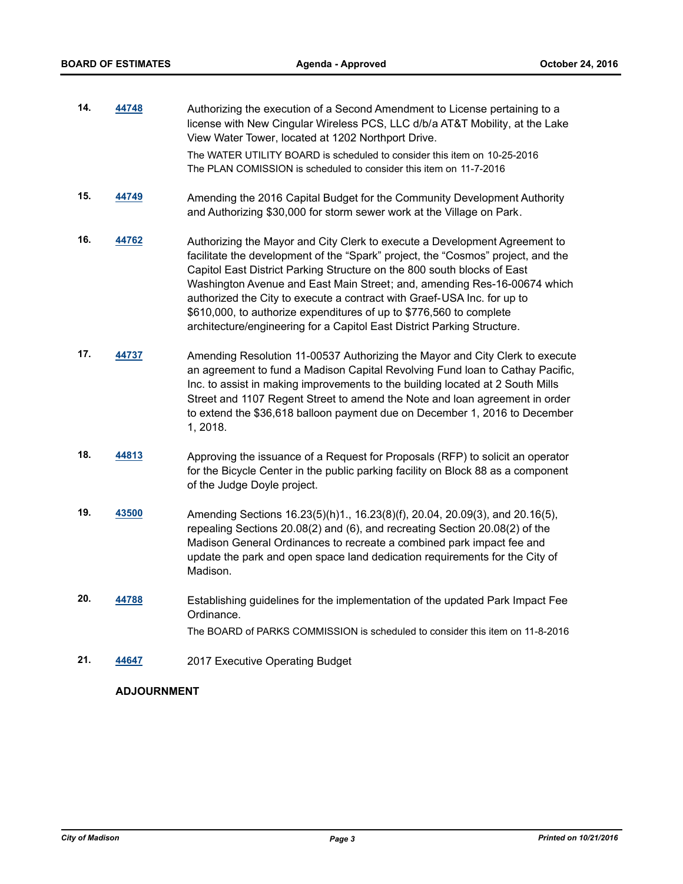**14.** **44748** Authorizing the execution of a Second Amendment to License pertaining to a license with New Cingular Wireless PCS, LLC d/b/a AT&T Mobility, at the Lake View Water Tower, located at 1202 Northport Drive.

The WATER UTILITY BOARD is scheduled to consider this item on 10-25-2016
The PLAN COMISSION is scheduled to consider this item on 11-7-2016

**15.** **44749** Amending the 2016 Capital Budget for the Community Development Authority and Authorizing $30,000 for storm sewer work at the Village on Park.

**16.** **44762** Authorizing the Mayor and City Clerk to execute a Development Agreement to facilitate the development of the "Spark" project, the "Cosmos" project, and the Capitol East District Parking Structure on the 800 south blocks of East Washington Avenue and East Main Street; and, amending Res-16-00674 which authorized the City to execute a contract with Graef-USA Inc. for up to $610,000, to authorize expenditures of up to $776,560 to complete architecture/engineering for a Capitol East District Parking Structure.

**17.** **44737** Amending Resolution 11-00537 Authorizing the Mayor and City Clerk to execute an agreement to fund a Madison Capital Revolving Fund loan to Cathay Pacific, Inc. to assist in making improvements to the building located at 2 South Mills Street and 1107 Regent Street to amend the Note and loan agreement in order to extend the $36,618 balloon payment due on December 1, 2016 to December 1, 2018.

**18.** **44813** Approving the issuance of a Request for Proposals (RFP) to solicit an operator for the Bicycle Center in the public parking facility on Block 88 as a component of the Judge Doyle project.

**19.** **43500** Amending Sections 16.23(5)(h)1., 16.23(8)(f), 20.04, 20.09(3), and 20.16(5), repealing Sections 20.08(2) and (6), and recreating Section 20.08(2) of the Madison General Ordinances to recreate a combined park impact fee and update the park and open space land dedication requirements for the City of Madison.

**20.** **44788** Establishing guidelines for the implementation of the updated Park Impact Fee Ordinance.

The BOARD of PARKS COMMISSION is scheduled to consider this item on 11-8-2016

**21.** **44647** 2017 Executive Operating Budget

**ADJOURNMENT**